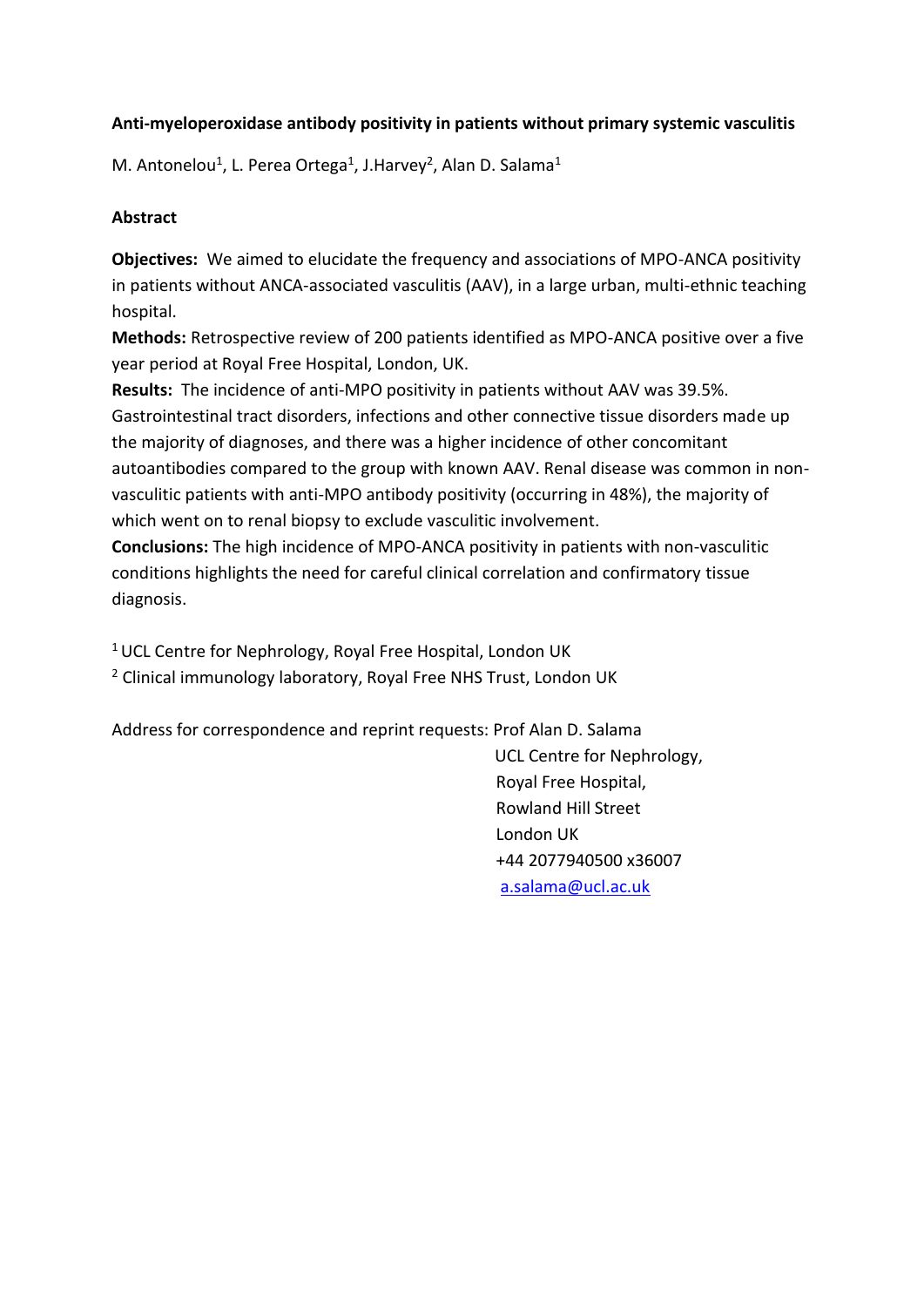**Anti-myeloperoxidase antibody positivity in patients without primary systemic vasculitis**

M. Antonelou[1], L. Perea Ortega[1], J.Harvey[2], Alan D. Salama[1]

**Abstract**

**Objectives:** We aimed to elucidate the frequency and associations of MPO-ANCA positivity in patients without ANCA-associated vasculitis (AAV), in a large urban, multi-ethnic teaching hospital.

**Methods:** Retrospective review of 200 patients identified as MPO-ANCA positive over a five year period at Royal Free Hospital, London, UK.

**Results:** The incidence of anti-MPO positivity in patients without AAV was 39.5%. Gastrointestinal tract disorders, infections and other connective tissue disorders made up the majority of diagnoses, and there was a higher incidence of other concomitant autoantibodies compared to the group with known AAV. Renal disease was common in non-vasculitic patients with anti-MPO antibody positivity (occurring in 48%), the majority of which went on to renal biopsy to exclude vasculitic involvement.

**Conclusions:** The high incidence of MPO-ANCA positivity in patients with non-vasculitic conditions highlights the need for careful clinical correlation and confirmatory tissue diagnosis.

[1] UCL Centre for Nephrology, Royal Free Hospital, London UK

[2] Clinical immunology laboratory, Royal Free NHS Trust, London UK

Address for correspondence and reprint requests: Prof Alan D. Salama
UCL Centre for Nephrology,
Royal Free Hospital,
Rowland Hill Street
London UK
+44 2077940500 x36007
a.salama@ucl.ac.uk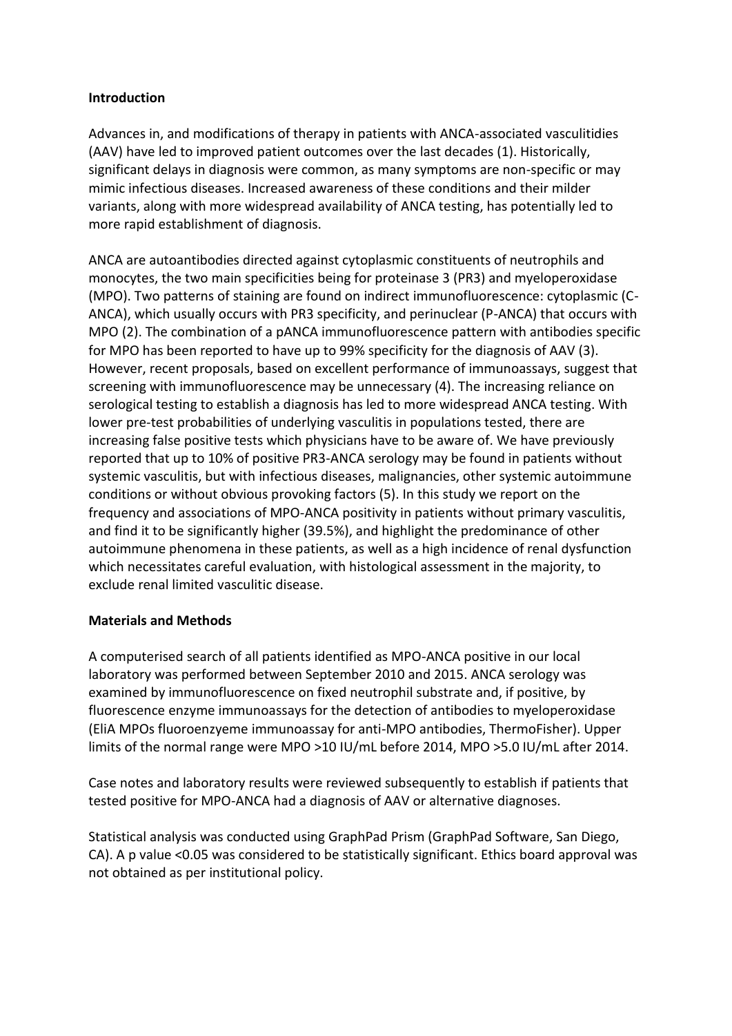### Introduction

Advances in, and modifications of therapy in patients with ANCA-associated vasculitidies (AAV) have led to improved patient outcomes over the last decades (1). Historically, significant delays in diagnosis were common, as many symptoms are non-specific or may mimic infectious diseases. Increased awareness of these conditions and their milder variants, along with more widespread availability of ANCA testing, has potentially led to more rapid establishment of diagnosis.

ANCA are autoantibodies directed against cytoplasmic constituents of neutrophils and monocytes, the two main specificities being for proteinase 3 (PR3) and myeloperoxidase (MPO). Two patterns of staining are found on indirect immunofluorescence: cytoplasmic (C-ANCA), which usually occurs with PR3 specificity, and perinuclear (P-ANCA) that occurs with MPO (2). The combination of a pANCA immunofluorescence pattern with antibodies specific for MPO has been reported to have up to 99% specificity for the diagnosis of AAV (3). However, recent proposals, based on excellent performance of immunoassays, suggest that screening with immunofluorescence may be unnecessary (4). The increasing reliance on serological testing to establish a diagnosis has led to more widespread ANCA testing. With lower pre-test probabilities of underlying vasculitis in populations tested, there are increasing false positive tests which physicians have to be aware of. We have previously reported that up to 10% of positive PR3-ANCA serology may be found in patients without systemic vasculitis, but with infectious diseases, malignancies, other systemic autoimmune conditions or without obvious provoking factors (5). In this study we report on the frequency and associations of MPO-ANCA positivity in patients without primary vasculitis, and find it to be significantly higher (39.5%), and highlight the predominance of other autoimmune phenomena in these patients, as well as a high incidence of renal dysfunction which necessitates careful evaluation, with histological assessment in the majority, to exclude renal limited vasculitic disease.

### Materials and Methods

A computerised search of all patients identified as MPO-ANCA positive in our local laboratory was performed between September 2010 and 2015. ANCA serology was examined by immunofluorescence on fixed neutrophil substrate and, if positive, by fluorescence enzyme immunoassays for the detection of antibodies to myeloperoxidase (EliA MPOs fluoroenzyeme immunoassay for anti-MPO antibodies, ThermoFisher). Upper limits of the normal range were MPO >10 IU/mL before 2014, MPO >5.0 IU/mL after 2014.

Case notes and laboratory results were reviewed subsequently to establish if patients that tested positive for MPO-ANCA had a diagnosis of AAV or alternative diagnoses.

Statistical analysis was conducted using GraphPad Prism (GraphPad Software, San Diego, CA). A p value <0.05 was considered to be statistically significant. Ethics board approval was not obtained as per institutional policy.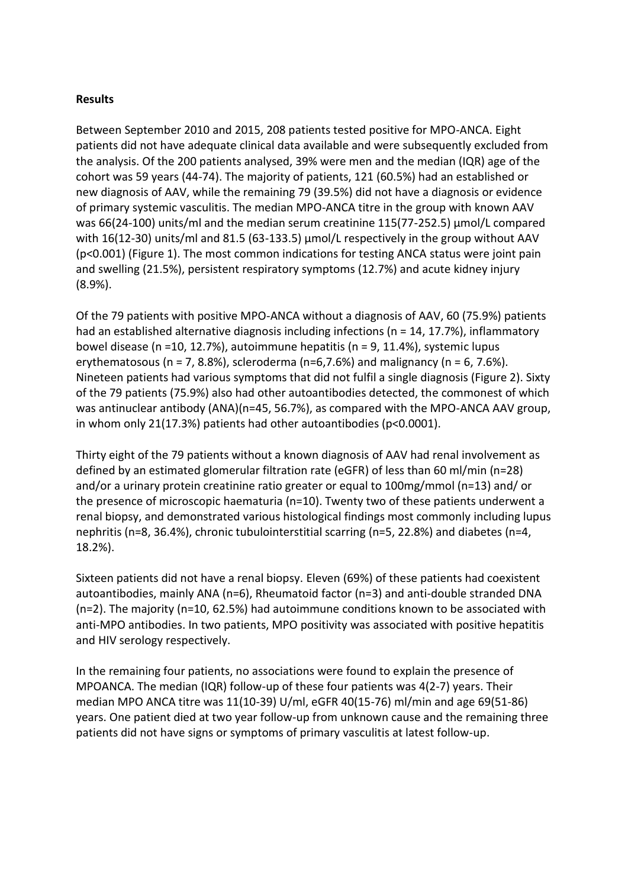**Results**

Between September 2010 and 2015, 208 patients tested positive for MPO-ANCA. Eight patients did not have adequate clinical data available and were subsequently excluded from the analysis. Of the 200 patients analysed, 39% were men and the median (IQR) age of the cohort was 59 years (44-74). The majority of patients, 121 (60.5%) had an established or new diagnosis of AAV, while the remaining 79 (39.5%) did not have a diagnosis or evidence of primary systemic vasculitis. The median MPO-ANCA titre in the group with known AAV was 66(24-100) units/ml and the median serum creatinine 115(77-252.5) µmol/L compared with 16(12-30) units/ml and 81.5 (63-133.5) µmol/L respectively in the group without AAV ($p<0.001$) (Figure 1). The most common indications for testing ANCA status were joint pain and swelling (21.5%), persistent respiratory symptoms (12.7%) and acute kidney injury (8.9%).

Of the 79 patients with positive MPO-ANCA without a diagnosis of AAV, 60 (75.9%) patients had an established alternative diagnosis including infections (n = 14, 17.7%), inflammatory bowel disease (n =10, 12.7%), autoimmune hepatitis (n = 9, 11.4%), systemic lupus erythematosous (n = 7, 8.8%), scleroderma (n=6,7.6%) and malignancy (n = 6, 7.6%). Nineteen patients had various symptoms that did not fulfil a single diagnosis (Figure 2). Sixty of the 79 patients (75.9%) also had other autoantibodies detected, the commonest of which was antinuclear antibody (ANA)(n=45, 56.7%), as compared with the MPO-ANCA AAV group, in whom only 21(17.3%) patients had other autoantibodies ($p<0.0001$).

Thirty eight of the 79 patients without a known diagnosis of AAV had renal involvement as defined by an estimated glomerular filtration rate (eGFR) of less than 60 ml/min (n=28) and/or a urinary protein creatinine ratio greater or equal to 100mg/mmol (n=13) and/ or the presence of microscopic haematuria (n=10). Twenty two of these patients underwent a renal biopsy, and demonstrated various histological findings most commonly including lupus nephritis (n=8, 36.4%), chronic tubulointerstitial scarring (n=5, 22.8%) and diabetes (n=4, 18.2%).

Sixteen patients did not have a renal biopsy. Eleven (69%) of these patients had coexistent autoantibodies, mainly ANA (n=6), Rheumatoid factor (n=3) and anti-double stranded DNA (n=2). The majority (n=10, 62.5%) had autoimmune conditions known to be associated with anti-MPO antibodies. In two patients, MPO positivity was associated with positive hepatitis and HIV serology respectively.

In the remaining four patients, no associations were found to explain the presence of MPOANCA. The median (IQR) follow-up of these four patients was 4(2-7) years. Their median MPO ANCA titre was 11(10-39) U/ml, eGFR 40(15-76) ml/min and age 69(51-86) years. One patient died at two year follow-up from unknown cause and the remaining three patients did not have signs or symptoms of primary vasculitis at latest follow-up.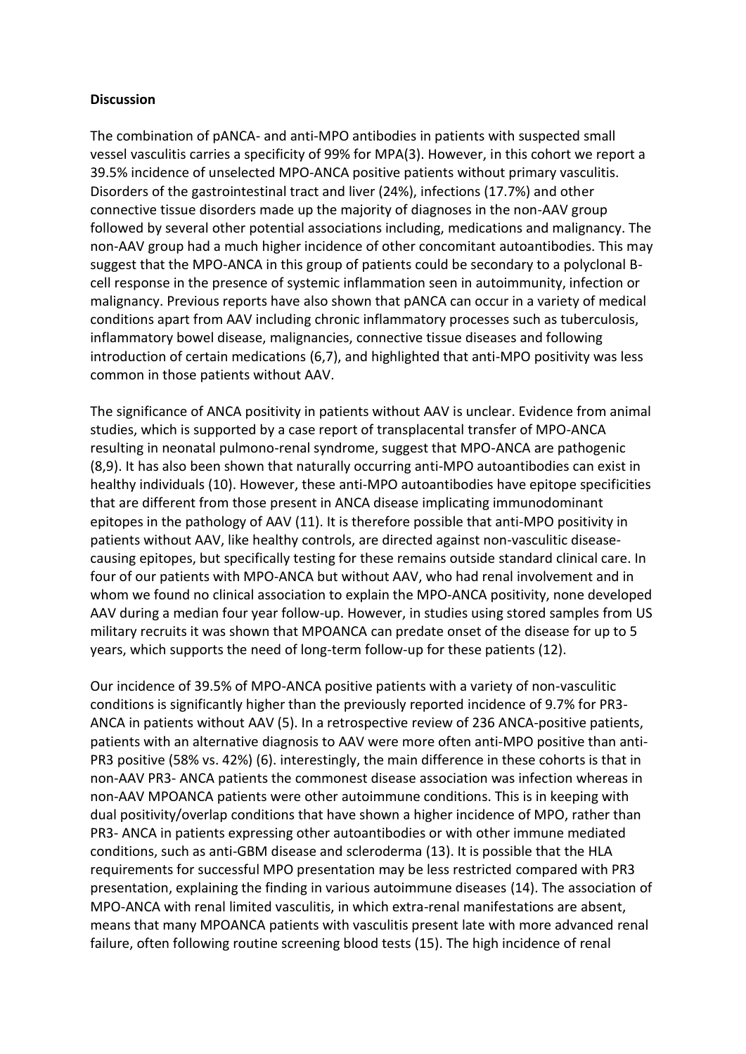**Discussion**

The combination of pANCA- and anti-MPO antibodies in patients with suspected small vessel vasculitis carries a specificity of 99% for MPA(3). However, in this cohort we report a 39.5% incidence of unselected MPO-ANCA positive patients without primary vasculitis. Disorders of the gastrointestinal tract and liver (24%), infections (17.7%) and other connective tissue disorders made up the majority of diagnoses in the non-AAV group followed by several other potential associations including, medications and malignancy. The non-AAV group had a much higher incidence of other concomitant autoantibodies. This may suggest that the MPO-ANCA in this group of patients could be secondary to a polyclonal B-cell response in the presence of systemic inflammation seen in autoimmunity, infection or malignancy. Previous reports have also shown that pANCA can occur in a variety of medical conditions apart from AAV including chronic inflammatory processes such as tuberculosis, inflammatory bowel disease, malignancies, connective tissue diseases and following introduction of certain medications (6,7), and highlighted that anti-MPO positivity was less common in those patients without AAV.

The significance of ANCA positivity in patients without AAV is unclear. Evidence from animal studies, which is supported by a case report of transplacental transfer of MPO-ANCA resulting in neonatal pulmono-renal syndrome, suggest that MPO-ANCA are pathogenic (8,9). It has also been shown that naturally occurring anti-MPO autoantibodies can exist in healthy individuals (10). However, these anti-MPO autoantibodies have epitope specificities that are different from those present in ANCA disease implicating immunodominant epitopes in the pathology of AAV (11). It is therefore possible that anti-MPO positivity in patients without AAV, like healthy controls, are directed against non-vasculitic disease-causing epitopes, but specifically testing for these remains outside standard clinical care. In four of our patients with MPO-ANCA but without AAV, who had renal involvement and in whom we found no clinical association to explain the MPO-ANCA positivity, none developed AAV during a median four year follow-up. However, in studies using stored samples from US military recruits it was shown that MPOANCA can predate onset of the disease for up to 5 years, which supports the need of long-term follow-up for these patients (12).

Our incidence of 39.5% of MPO-ANCA positive patients with a variety of non-vasculitic conditions is significantly higher than the previously reported incidence of 9.7% for PR3-ANCA in patients without AAV (5). In a retrospective review of 236 ANCA-positive patients, patients with an alternative diagnosis to AAV were more often anti-MPO positive than anti-PR3 positive (58% vs. 42%) (6). interestingly, the main difference in these cohorts is that in non-AAV PR3- ANCA patients the commonest disease association was infection whereas in non-AAV MPOANCA patients were other autoimmune conditions. This is in keeping with dual positivity/overlap conditions that have shown a higher incidence of MPO, rather than PR3- ANCA in patients expressing other autoantibodies or with other immune mediated conditions, such as anti-GBM disease and scleroderma (13). It is possible that the HLA requirements for successful MPO presentation may be less restricted compared with PR3 presentation, explaining the finding in various autoimmune diseases (14). The association of MPO-ANCA with renal limited vasculitis, in which extra-renal manifestations are absent, means that many MPOANCA patients with vasculitis present late with more advanced renal failure, often following routine screening blood tests (15). The high incidence of renal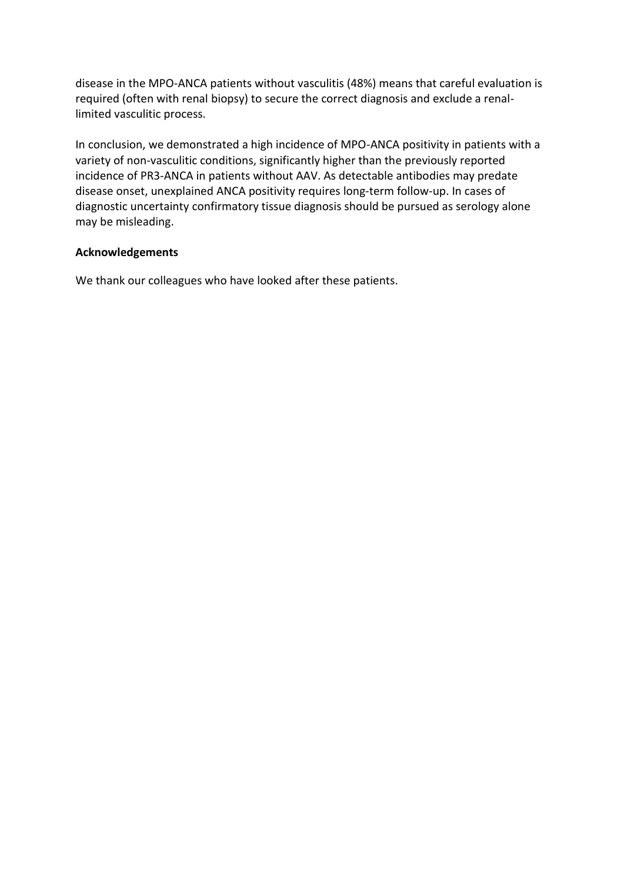disease in the MPO-ANCA patients without vasculitis (48%) means that careful evaluation is required (often with renal biopsy) to secure the correct diagnosis and exclude a renal-limited vasculitic process.

In conclusion, we demonstrated a high incidence of MPO-ANCA positivity in patients with a variety of non-vasculitic conditions, significantly higher than the previously reported incidence of PR3-ANCA in patients without AAV. As detectable antibodies may predate disease onset, unexplained ANCA positivity requires long-term follow-up. In cases of diagnostic uncertainty confirmatory tissue diagnosis should be pursued as serology alone may be misleading.

**Acknowledgements**

We thank our colleagues who have looked after these patients.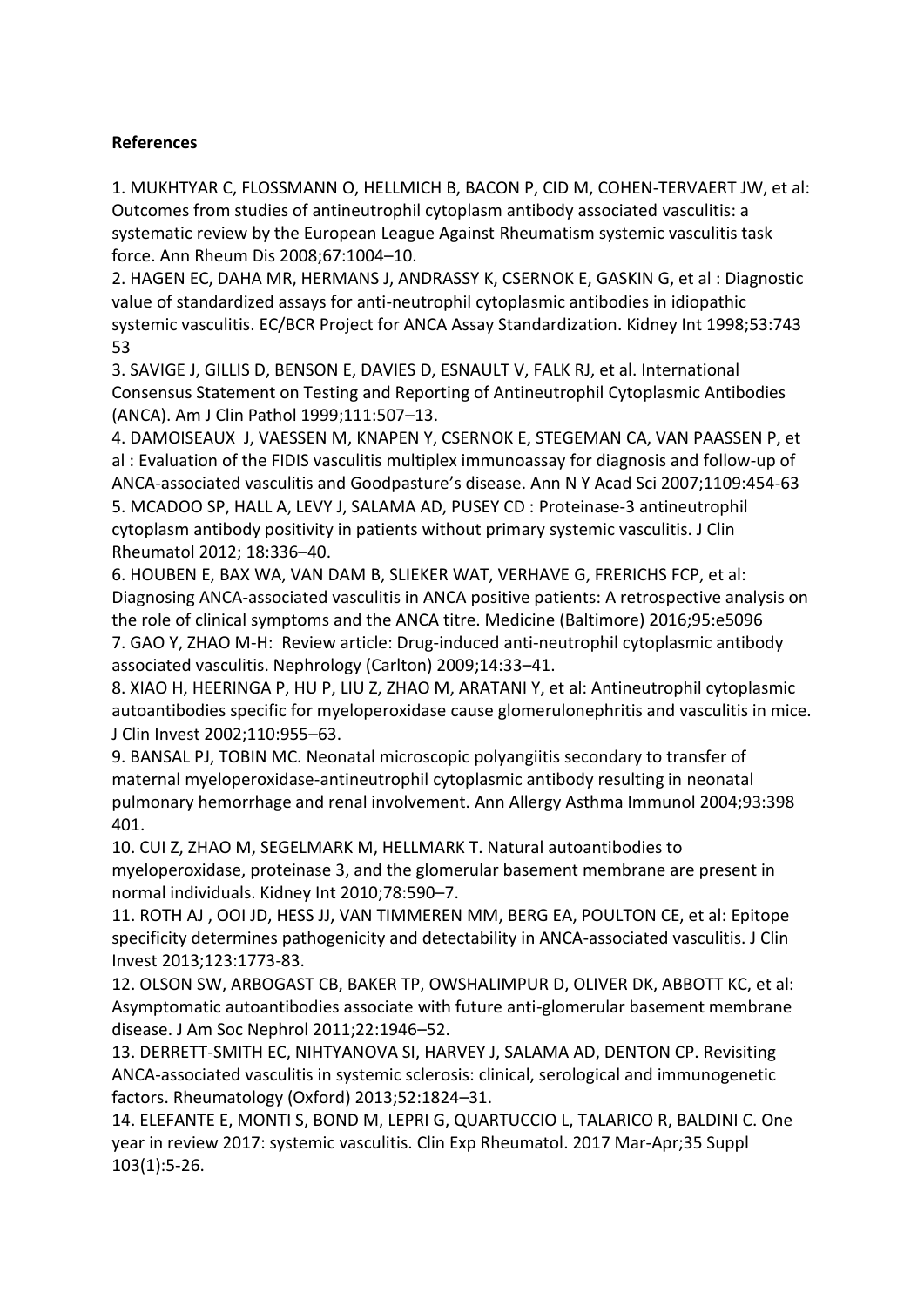**References**

1. MUKHTYAR C, FLOSSMANN O, HELLMICH B, BACON P, CID M, COHEN-TERVAERT JW, et al: Outcomes from studies of antineutrophil cytoplasm antibody associated vasculitis: a systematic review by the European League Against Rheumatism systemic vasculitis task force. Ann Rheum Dis 2008;67:1004–10.
2. HAGEN EC, DAHA MR, HERMANS J, ANDRASSY K, CSERNOK E, GASKIN G, et al : Diagnostic value of standardized assays for anti-neutrophil cytoplasmic antibodies in idiopathic systemic vasculitis. EC/BCR Project for ANCA Assay Standardization. Kidney Int 1998;53:743 53
3. SAVIGE J, GILLIS D, BENSON E, DAVIES D, ESNAULT V, FALK RJ, et al. International Consensus Statement on Testing and Reporting of Antineutrophil Cytoplasmic Antibodies (ANCA). Am J Clin Pathol 1999;111:507–13.
4. DAMOISEAUX J, VAESSEN M, KNAPEN Y, CSERNOK E, STEGEMAN CA, VAN PAASSEN P, et al : Evaluation of the FIDIS vasculitis multiplex immunoassay for diagnosis and follow-up of ANCA-associated vasculitis and Goodpasture's disease. Ann N Y Acad Sci 2007;1109:454-63
5. MCADOO SP, HALL A, LEVY J, SALAMA AD, PUSEY CD : Proteinase-3 antineutrophil cytoplasm antibody positivity in patients without primary systemic vasculitis. J Clin Rheumatol 2012; 18:336–40.
6. HOUBEN E, BAX WA, VAN DAM B, SLIEKER WAT, VERHAVE G, FRERICHS FCP, et al: Diagnosing ANCA-associated vasculitis in ANCA positive patients: A retrospective analysis on the role of clinical symptoms and the ANCA titre. Medicine (Baltimore) 2016;95:e5096
7. GAO Y, ZHAO M-H: Review article: Drug-induced anti-neutrophil cytoplasmic antibody associated vasculitis. Nephrology (Carlton) 2009;14:33–41.
8. XIAO H, HEERINGA P, HU P, LIU Z, ZHAO M, ARATANI Y, et al: Antineutrophil cytoplasmic autoantibodies specific for myeloperoxidase cause glomerulonephritis and vasculitis in mice. J Clin Invest 2002;110:955–63.
9. BANSAL PJ, TOBIN MC. Neonatal microscopic polyangiitis secondary to transfer of maternal myeloperoxidase-antineutrophil cytoplasmic antibody resulting in neonatal pulmonary hemorrhage and renal involvement. Ann Allergy Asthma Immunol 2004;93:398 401.
10. CUI Z, ZHAO M, SEGELMARK M, HELLMARK T. Natural autoantibodies to myeloperoxidase, proteinase 3, and the glomerular basement membrane are present in normal individuals. Kidney Int 2010;78:590–7.
11. ROTH AJ , OOI JD, HESS JJ, VAN TIMMEREN MM, BERG EA, POULTON CE, et al: Epitope specificity determines pathogenicity and detectability in ANCA-associated vasculitis. J Clin Invest 2013;123:1773-83.
12. OLSON SW, ARBOGAST CB, BAKER TP, OWSHALIMPUR D, OLIVER DK, ABBOTT KC, et al: Asymptomatic autoantibodies associate with future anti-glomerular basement membrane disease. J Am Soc Nephrol 2011;22:1946–52.
13. DERRETT-SMITH EC, NIHTYANOVA SI, HARVEY J, SALAMA AD, DENTON CP. Revisiting ANCA-associated vasculitis in systemic sclerosis: clinical, serological and immunogenetic factors. Rheumatology (Oxford) 2013;52:1824–31.
14. ELEFANTE E, MONTI S, BOND M, LEPRI G, QUARTUCCIO L, TALARICO R, BALDINI C. One year in review 2017: systemic vasculitis. Clin Exp Rheumatol. 2017 Mar-Apr;35 Suppl 103(1):5-26.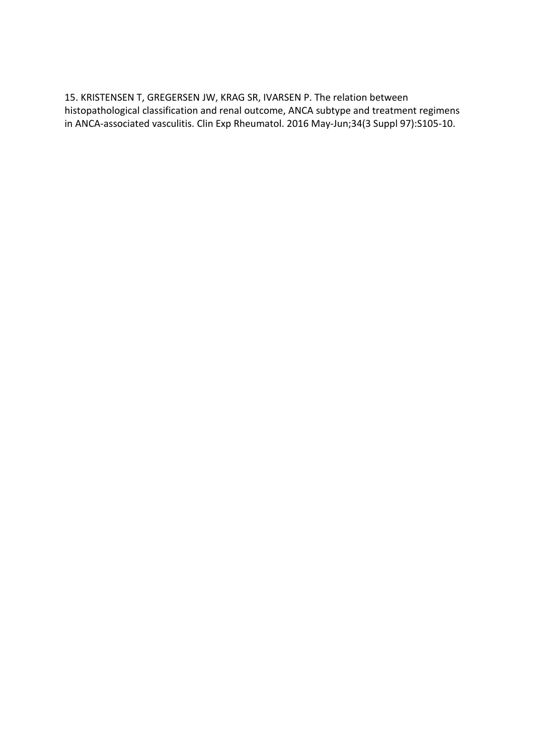15. KRISTENSEN T, GREGERSEN JW, KRAG SR, IVARSEN P. The relation between histopathological classification and renal outcome, ANCA subtype and treatment regimens in ANCA-associated vasculitis. Clin Exp Rheumatol. 2016 May-Jun;34(3 Suppl 97):S105-10.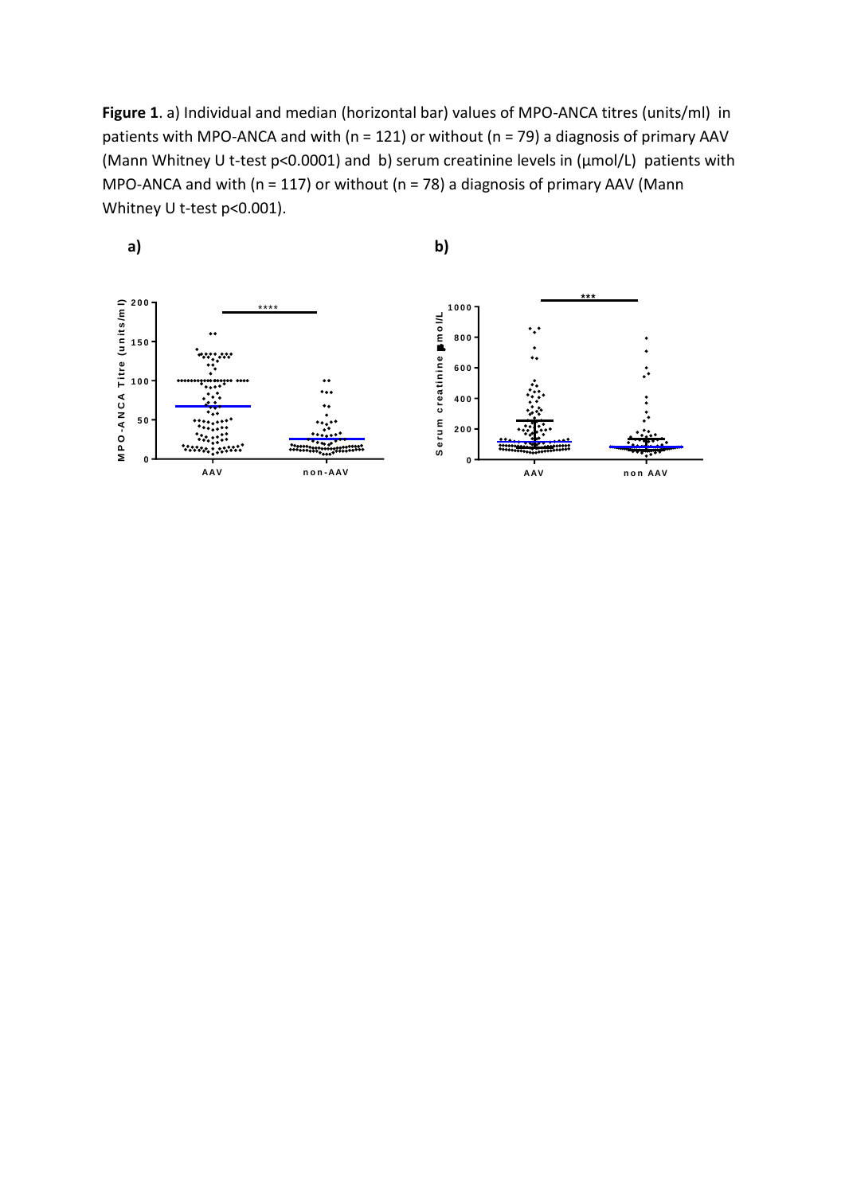**Figure 1**. a) Individual and median (horizontal bar) values of MPO-ANCA titres (units/ml) in patients with MPO-ANCA and with (n = 121) or without (n = 79) a diagnosis of primary AAV (Mann Whitney U t-test p<0.0001) and b) serum creatinine levels in (μmol/L) patients with MPO-ANCA and with (n = 117) or without (n = 78) a diagnosis of primary AAV (Mann Whitney U t-test p<0.001).

**a)**

**b)**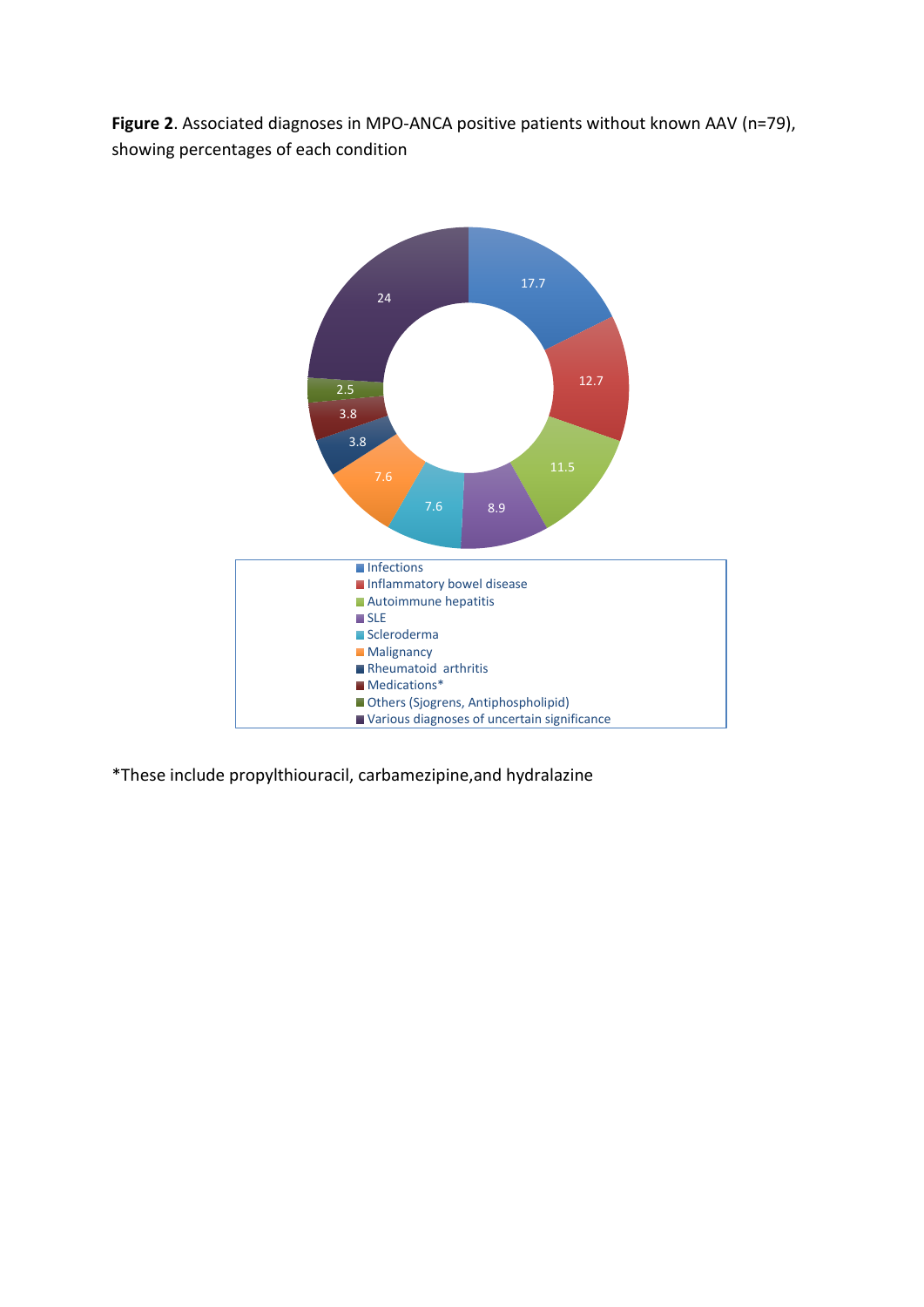**Figure 2**. Associated diagnoses in MPO-ANCA positive patients without known AAV (n=79), showing percentages of each condition

17.7

12.7

11.5

8.9

7.6

7.6

3.8

3.8

2.5

24

Infections

Inflammatory bowel disease

Autoimmune hepatitis

SLE

Scleroderma

Malignancy

Rheumatoid arthritis

Medications*

Others (Sjogrens, Antiphospholipid)

Various diagnoses of uncertain significance

*These include propylthiouracil, carbamezipine,and hydralazine